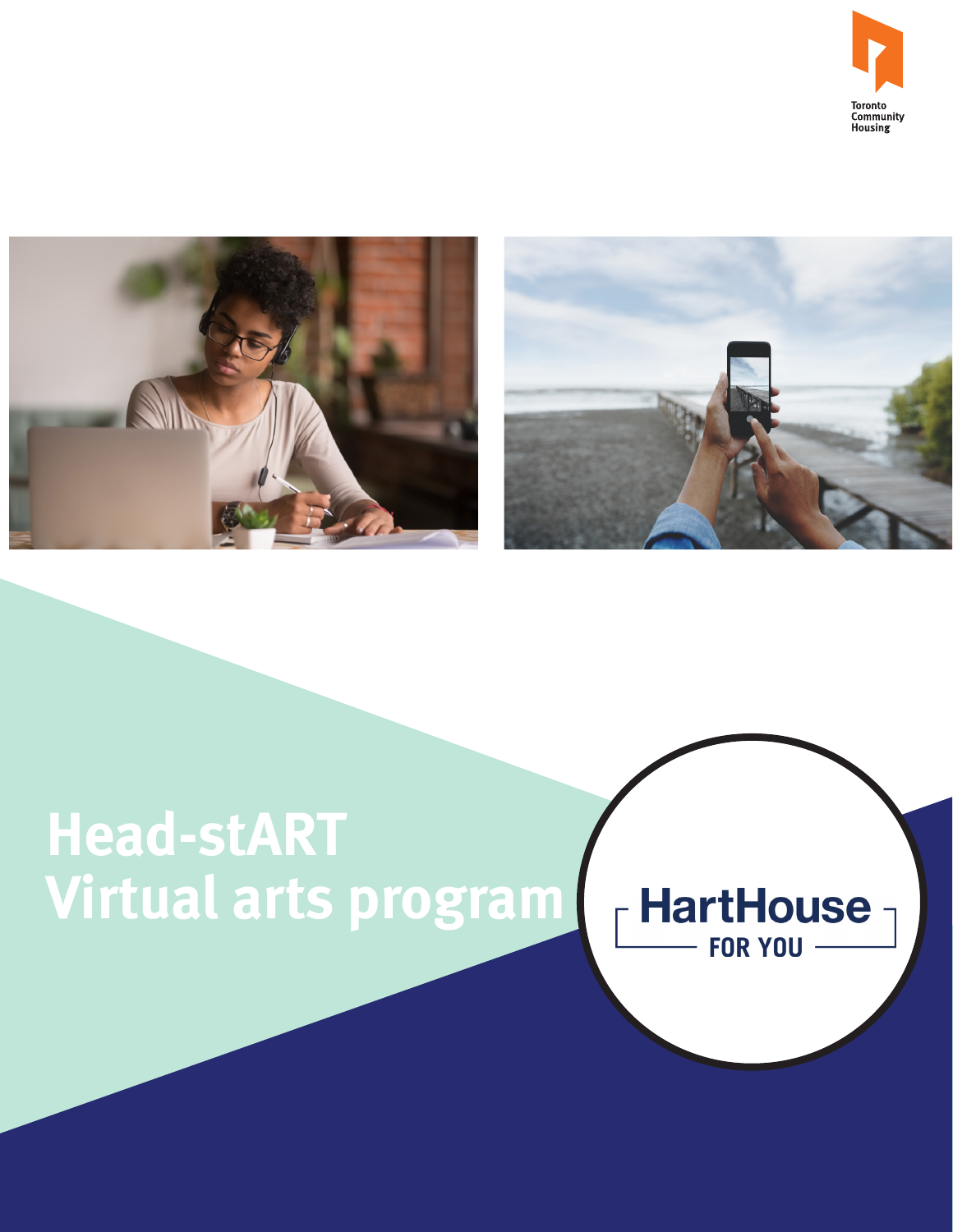Toronto Community Housing

# Head-stART Virtual arts program

HartHouse FOR YOU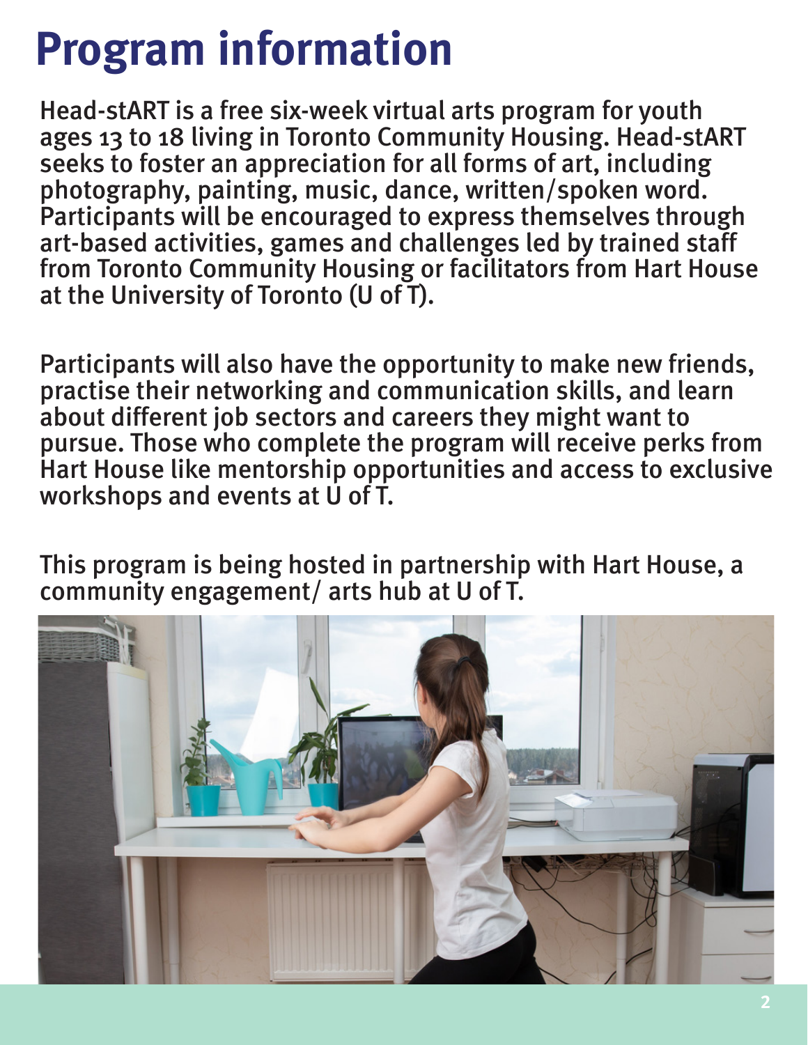# Program information

Head-stART is a free six-week virtual arts program for youth ages 13 to 18 living in Toronto Community Housing. Head-stART seeks to foster an appreciation for all forms of art, including photography, painting, music, dance, written/spoken word. Participants will be encouraged to express themselves through art-based activities, games and challenges led by trained staff from Toronto Community Housing or facilitators from Hart House at the University of Toronto (U of T).

Participants will also have the opportunity to make new friends, practise their networking and communication skills, and learn about different job sectors and careers they might want to pursue. Those who complete the program will receive perks from Hart House like mentorship opportunities and access to exclusive workshops and events at U of T.

This program is being hosted in partnership with Hart House, a community engagement/ arts hub at U of T.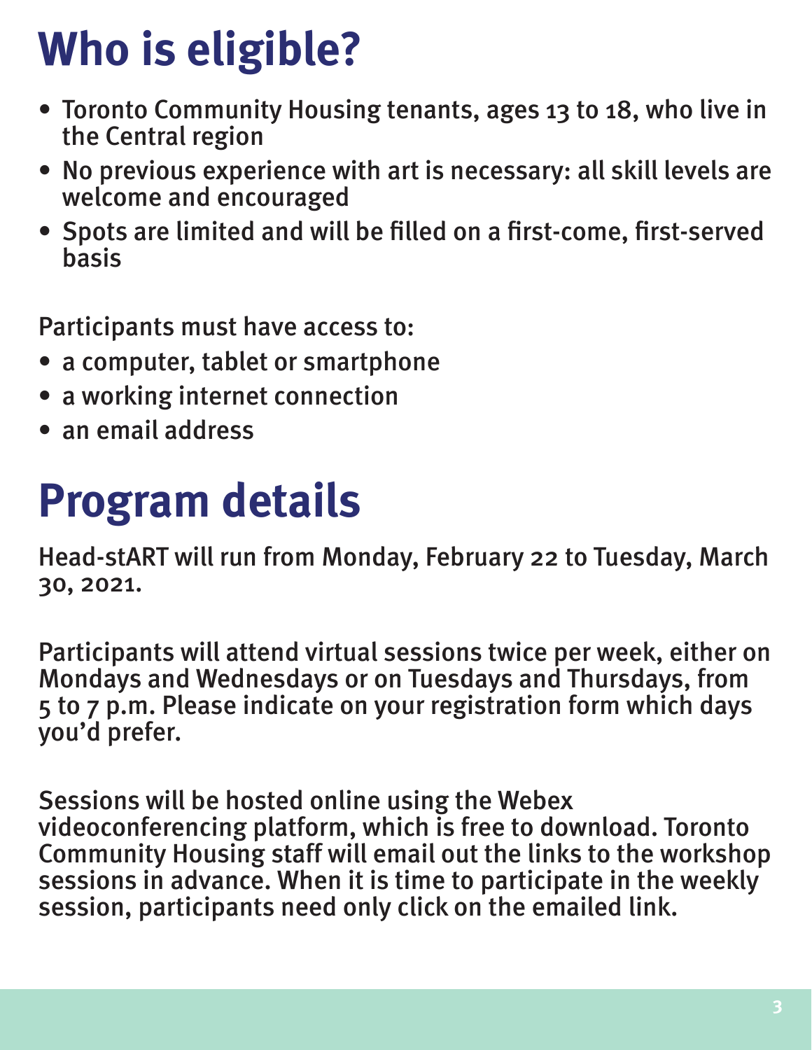# Who is eligible?

- Toronto Community Housing tenants, ages 13 to 18, who live in the Central region
- No previous experience with art is necessary: all skill levels are welcome and encouraged
- Spots are limited and will be filled on a first-come, first-served basis

Participants must have access to:

- a computer, tablet or smartphone
- a working internet connection
- an email address

# Program details

Head-stART will run from Monday, February 22 to Tuesday, March 30, 2021.

Participants will attend virtual sessions twice per week, either on Mondays and Wednesdays or on Tuesdays and Thursdays, from 5 to 7 p.m. Please indicate on your registration form which days you'd prefer.

Sessions will be hosted online using the Webex videoconferencing platform, which is free to download. Toronto Community Housing staff will email out the links to the workshop sessions in advance. When it is time to participate in the weekly session, participants need only click on the emailed link.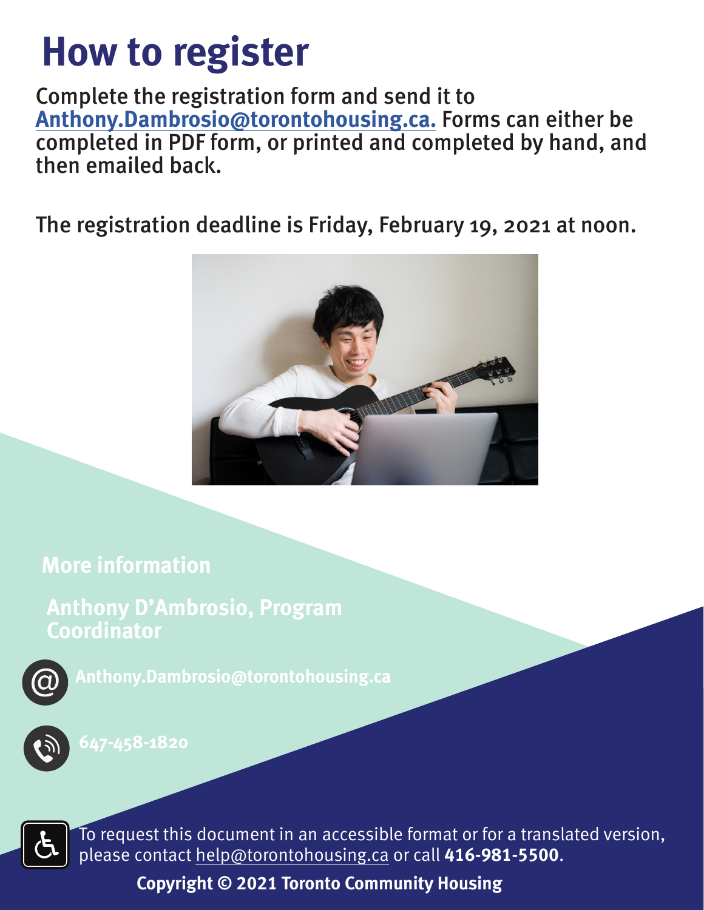# How to register

Complete the registration form and send it to Anthony.Dambrosio@torontohousing.ca. Forms can either be completed in PDF form, or printed and completed by hand, and then emailed back.

The registration deadline is Friday, February 19, 2021 at noon.

## More information

**Anthony D'Ambrosio, Program Coordinator**

Anthony.Dambrosio@torontohousing.ca

647-458-1820

To request this document in an accessible format or for a translated version, please contact help@torontohousing.ca or call **416-981-5500**.

**Copyright © 2021 Toronto Community Housing**